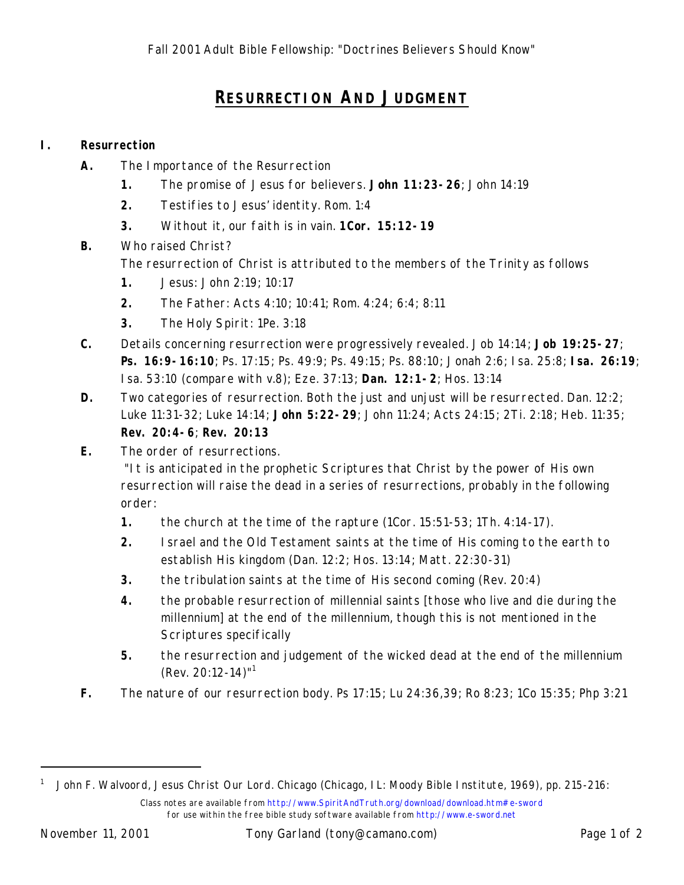# RESURRECTION AND JUDGMENT

## I. Resurrection

**A.** The Importance of the Resurrection

1. The promise of Jesus for believers. **John 11:23-26**; John 14:19
2. Testifies to Jesus' identity. Rom. 1:4
3. Without it, our faith is in vain. **1Cor. 15:12-19**

**B.** Who raised Christ?
The resurrection of Christ is attributed to the members of the Trinity as follows

1. Jesus: John 2:19; 10:17
2. The Father: Acts 4:10; 10:41; Rom. 4:24; 6:4; 8:11
3. The Holy Spirit: 1Pe. 3:18

**C.** Details concerning resurrection were progressively revealed. Job 14:14; **Job 19:25-27**; **Ps. 16:9-16:10**; Ps. 17:15; Ps. 49:9; Ps. 49:15; Ps. 88:10; Jonah 2:6; Isa. 25:8; **Isa. 26:19**; Isa. 53:10 (compare with v.8); Eze. 37:13; **Dan. 12:1-2**; Hos. 13:14

**D.** Two categories of resurrection. Both the just and unjust will be resurrected. Dan. 12:2; Luke 11:31-32; Luke 14:14; **John 5:22-29**; John 11:24; Acts 24:15; 2Ti. 2:18; Heb. 11:35; **Rev. 20:4-6**; **Rev. 20:13**

**E.** The order of resurrections.
"It is anticipated in the prophetic Scriptures that Christ by the power of His own resurrection will raise the dead in a series of resurrections, probably in the following order:

1. the church at the time of the rapture (1Cor. 15:51-53; 1Th. 4:14-17).
2. Israel and the Old Testament saints at the time of His coming to the earth to establish His kingdom (Dan. 12:2; Hos. 13:14; Matt. 22:30-31)
3. the tribulation saints at the time of His second coming (Rev. 20:4)
4. the probable resurrection of millennial saints [those who live and die during the millennium] at the end of the millennium, though this is not mentioned in the Scriptures specifically
5. the resurrection and judgement of the wicked dead at the end of the millennium (Rev. 20:12-14)"[1]

**F.** The nature of our resurrection body. Ps 17:15; Lu 24:36,39; Ro 8:23; 1Co 15:35; Php 3:21

---

[1] John F. Walvoord, Jesus Christ Our Lord. Chicago (Chicago, IL: Moody Bible Institute, 1969), pp. 215-216: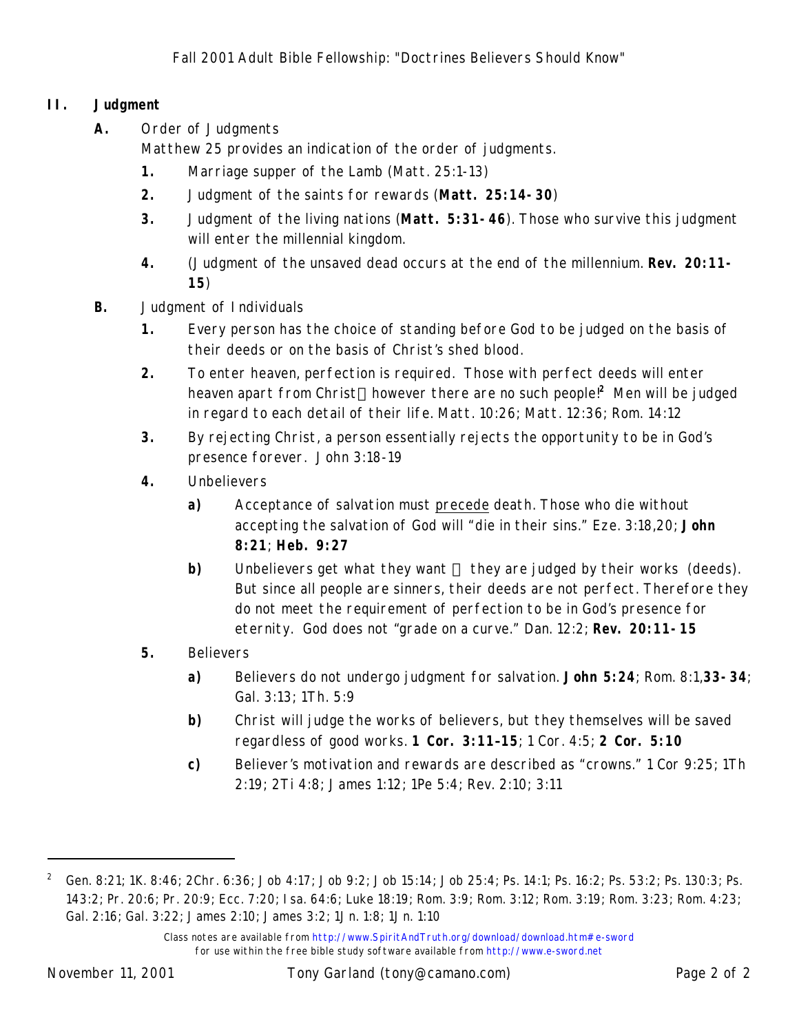## II. Judgment

**A.** Order of Judgments

Matthew 25 provides an indication of the order of judgments.

1. Marriage supper of the Lamb (Matt. 25:1-13)
2. Judgment of the saints for rewards (**Matt. 25:14-30**)
3. Judgment of the living nations (**Matt. 5:31-46**). Those who survive this judgment will enter the millennial kingdom.
4. (Judgment of the unsaved dead occurs at the end of the millennium. **Rev. 20:11-15**)

**B.** Judgment of Individuals

1. Every person has the choice of standing before God to be judged on the basis of their deeds or on the basis of Christ's shed blood.
2. To enter heaven, perfection is required. Those with perfect deeds will enter heaven apart from Christ however there are no such people![2] Men will be judged in regard to each detail of their life. Matt. 10:26; Matt. 12:36; Rom. 14:12
3. By rejecting Christ, a person essentially rejects the opportunity to be in God's presence forever. John 3:18-19
4. Unbelievers
   - **a)** Acceptance of salvation must <u>precede</u> death. Those who die without accepting the salvation of God will "die in their sins." Eze. 3:18,20; **John 8:21**; **Heb. 9:27**
   - **b)** Unbelievers get what they want they are judged by their works (deeds). But since all people are sinners, their deeds are not perfect. Therefore they do not meet the requirement of perfection to be in God's presence for eternity. God does not "grade on a curve." Dan. 12:2; **Rev. 20:11-15**
5. Believers
   - **a)** Believers do not undergo judgment for salvation. **John 5:24**; Rom. 8:1,**33-34**; Gal. 3:13; 1Th. 5:9
   - **b)** Christ will judge the works of believers, but they themselves will be saved regardless of good works. **1 Cor. 3:11–15**; 1 Cor. 4:5; **2 Cor. 5:10**
   - **c)** Believer's motivation and rewards are described as "crowns." 1 Cor 9:25; 1Th 2:19; 2Ti 4:8; James 1:12; 1Pe 5:4; Rev. 2:10; 3:11

---

[2] Gen. 8:21; 1K. 8:46; 2Chr. 6:36; Job 4:17; Job 9:2; Job 15:14; Job 25:4; Ps. 14:1; Ps. 16:2; Ps. 53:2; Ps. 130:3; Ps. 143:2; Pr. 20:6; Pr. 20:9; Ecc. 7:20; Isa. 64:6; Luke 18:19; Rom. 3:9; Rom. 3:12; Rom. 3:19; Rom. 3:23; Rom. 4:23; Gal. 2:16; Gal. 3:22; James 2:10; James 3:2; 1Jn. 1:8; 1Jn. 1:10

Class notes are available from http://www.SpiritAndTruth.org/download/download.htm#e-sword for use within the free bible study software available from http://www.e-sword.net

November 11, 2001 Tony Garland (tony@camano.com)